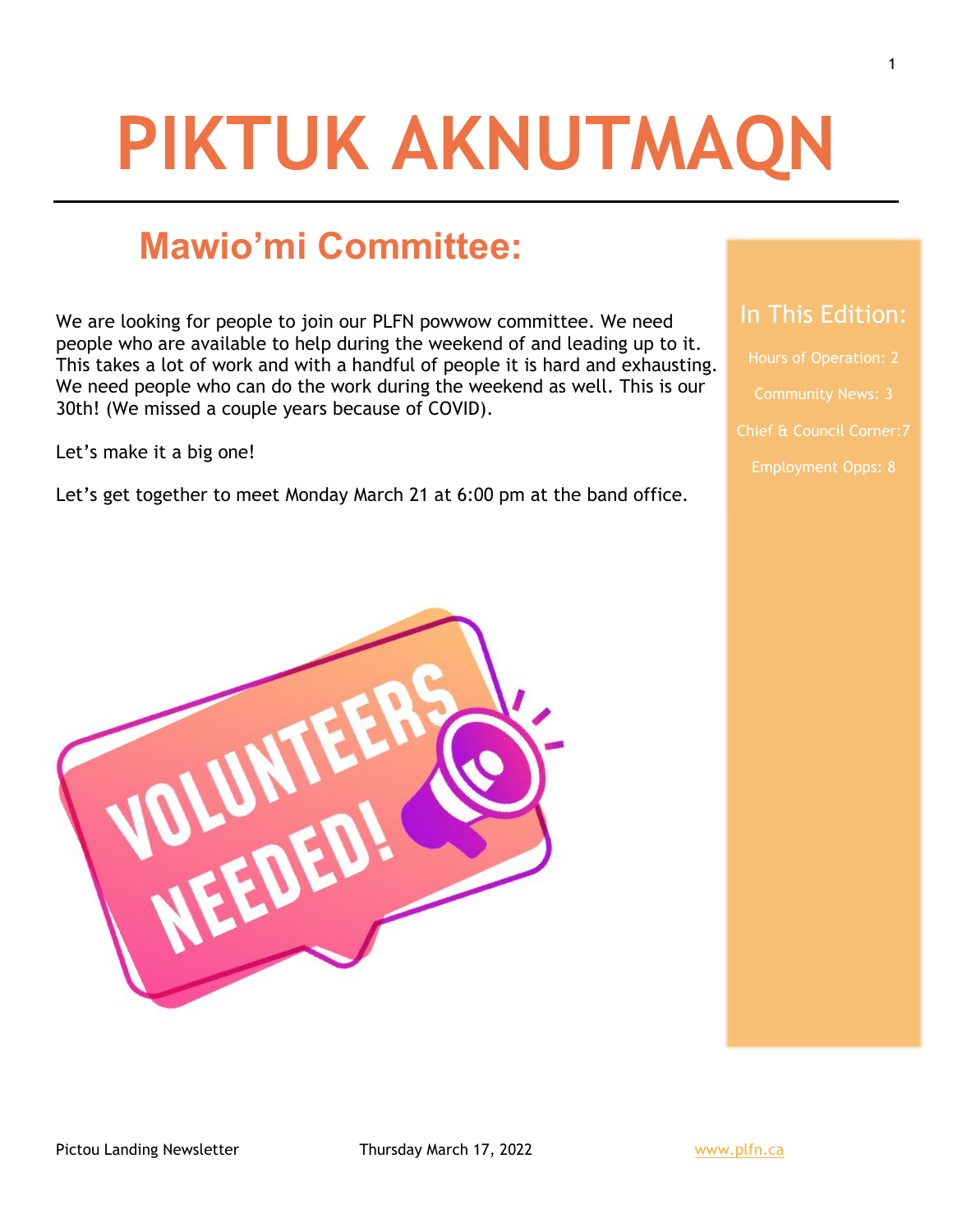# PIKTUK AKNUTMAQN

## Mawio'mi Committee:

We are looking for people to join our PLFN powwow committee. We need people who are available to help during the weekend of and leading up to it. This takes a lot of work and with a handful of people it is hard and exhausting. We need people who can do the work during the weekend as well. This is our 30th! (We missed a couple years because of COVID).

Let's make it a big one!

Let's get together to meet Monday March 21 at 6:00 pm at the band office.

### In This Edition:

Hours of Operation: 2

Community News: 3

Chief & Council Corner:7

Employment Opps: 8

Pictou Landing Newsletter Thursday March 17, 2022 www.plfn.ca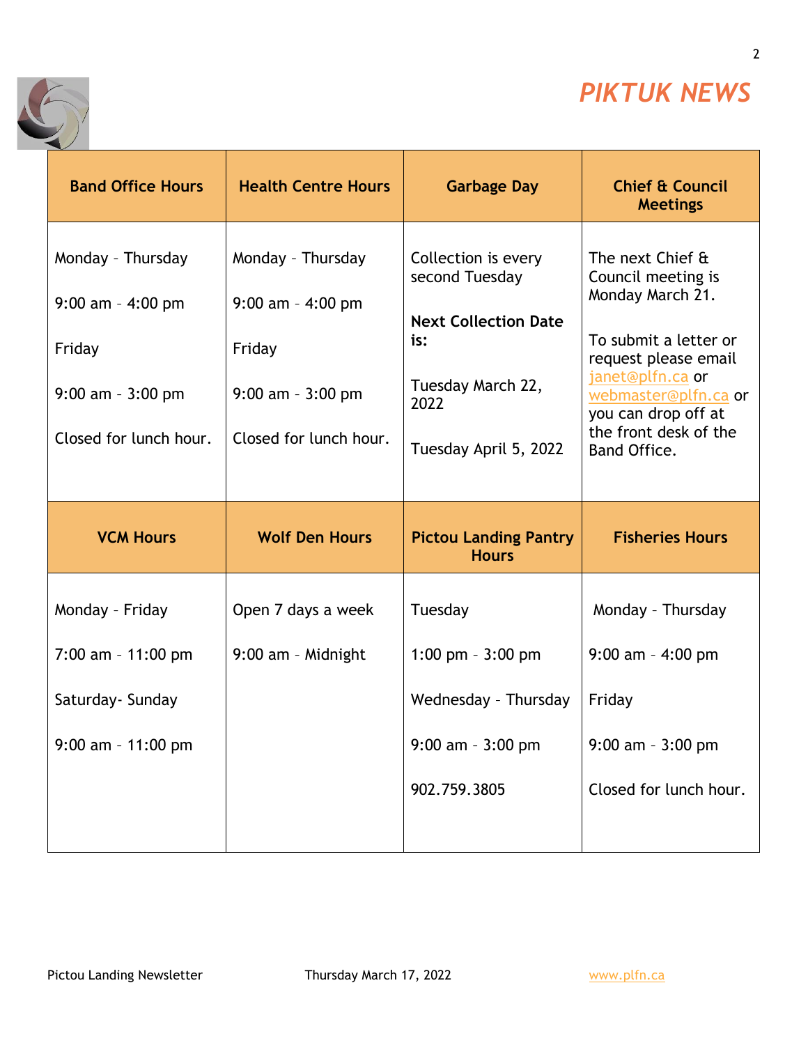## *PIKTUK NEWS*

| Band Office Hours | Health Centre Hours | Garbage Day | Chief & Council Meetings |
|---|---|---|---|
| Monday – Thursday<br><br>9:00 am – 4:00 pm<br><br>Friday<br><br>9:00 am – 3:00 pm<br><br>Closed for lunch hour. | Monday – Thursday<br><br>9:00 am – 4:00 pm<br><br>Friday<br><br>9:00 am – 3:00 pm<br><br>Closed for lunch hour. | Collection is every second Tuesday<br><br>**Next Collection Date is:**<br><br>Tuesday March 22, 2022<br><br>Tuesday April 5, 2022 | The next Chief & Council meeting is Monday March 21.<br><br>To submit a letter or request please email janet@plfn.ca or webmaster@plfn.ca or you can drop off at the front desk of the Band Office. |
| **VCM Hours** | **Wolf Den Hours** | **Pictou Landing Pantry Hours** | **Fisheries Hours** |
| Monday – Friday<br><br>7:00 am – 11:00 pm<br><br>Saturday- Sunday<br><br>9:00 am – 11:00 pm | Open 7 days a week<br><br>9:00 am – Midnight | Tuesday<br><br>1:00 pm – 3:00 pm<br><br>Wednesday – Thursday<br><br>9:00 am – 3:00 pm<br><br>902.759.3805 | Monday – Thursday<br><br>9:00 am – 4:00 pm<br><br>Friday<br><br>9:00 am – 3:00 pm<br><br>Closed for lunch hour. |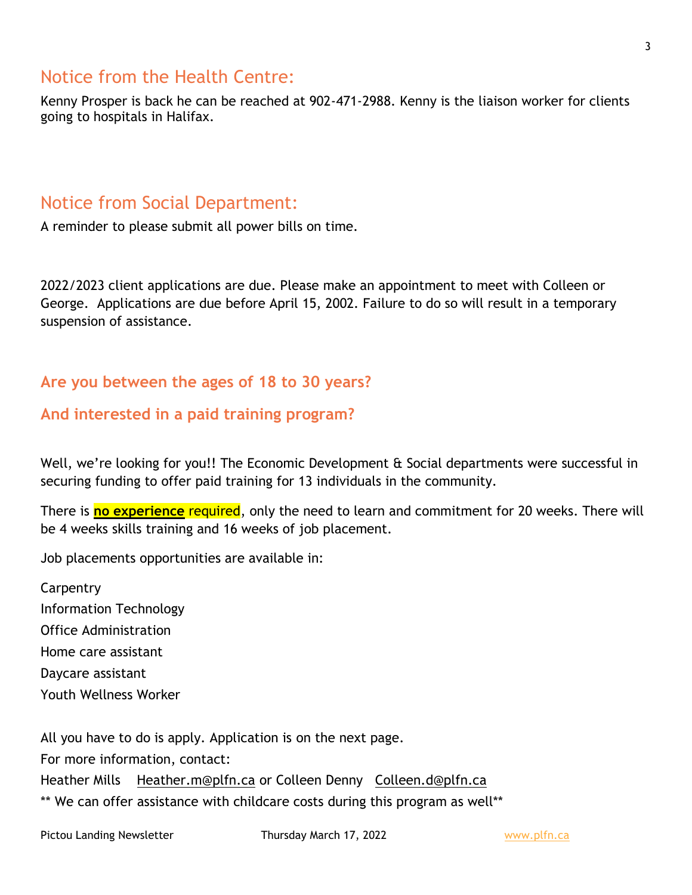## Notice from the Health Centre:

Kenny Prosper is back he can be reached at 902-471-2988. Kenny is the liaison worker for clients going to hospitals in Halifax.

## Notice from Social Department:

A reminder to please submit all power bills on time.

2022/2023 client applications are due. Please make an appointment to meet with Colleen or George. Applications are due before April 15, 2002. Failure to do so will result in a temporary suspension of assistance.

### Are you between the ages of 18 to 30 years?

### And interested in a paid training program?

Well, we're looking for you!! The Economic Development & Social departments were successful in securing funding to offer paid training for 13 individuals in the community.

There is **no experience** required, only the need to learn and commitment for 20 weeks. There will be 4 weeks skills training and 16 weeks of job placement.

Job placements opportunities are available in:

Carpentry
Information Technology
Office Administration
Home care assistant
Daycare assistant
Youth Wellness Worker

All you have to do is apply. Application is on the next page.
For more information, contact:
Heather Mills Heather.m@plfn.ca or Colleen Denny Colleen.d@plfn.ca
** We can offer assistance with childcare costs during this program as well**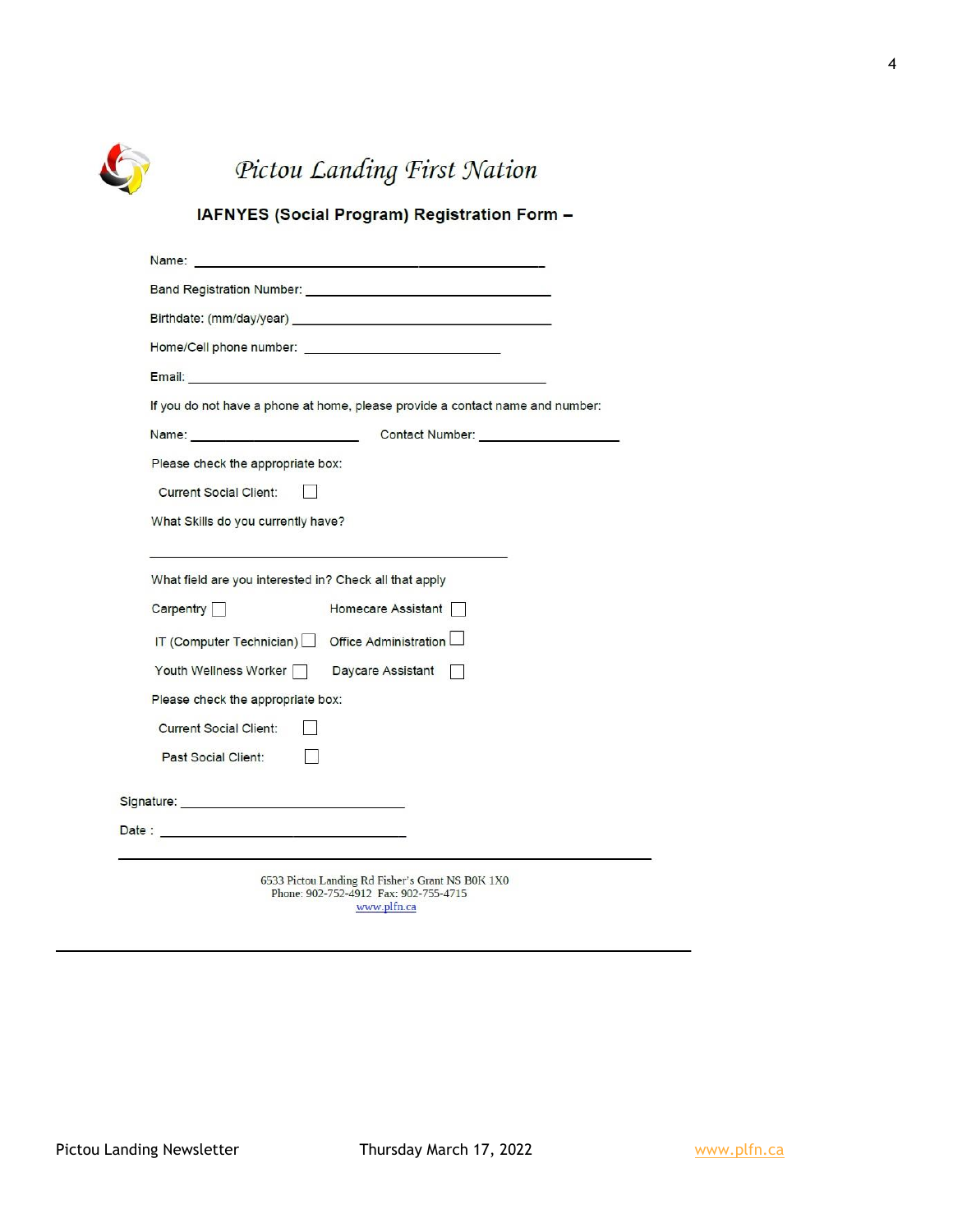# *Pictou Landing First Nation*

## IAFNYES (Social Program) Registration Form –

Name: ______________________________________________

Band Registration Number: ________________________________

Birthdate: (mm/day/year) _________________________________

Home/Cell phone number: ___________________________

Email: ________________________________________________

If you do not have a phone at home, please provide a contact name and number:

Name: _______________________ Contact Number: ___________________

Please check the appropriate box:

Current Social Client: ☐

What Skills do you currently have?

__________________________________________________

What field are you interested in? Check all that apply

Carpentry ☐ Homecare Assistant ☐

IT (Computer Technician) ☐ Office Administration ☐

Youth Wellness Worker ☐ Daycare Assistant ☐

Please check the appropriate box:

Current Social Client: ☐

Past Social Client: ☐

Signature: _______________________________

Date : __________________________________

6533 Pictou Landing Rd Fisher's Grant NS B0K 1X0
Phone: 902-752-4912 Fax: 902-755-4715
www.plfn.ca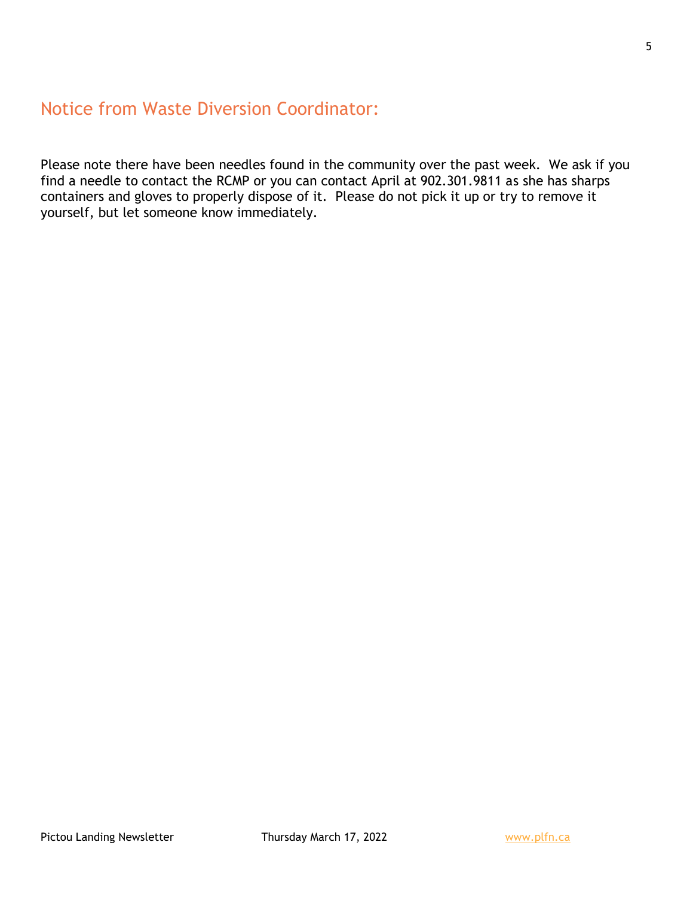## Notice from Waste Diversion Coordinator:

Please note there have been needles found in the community over the past week. We ask if you find a needle to contact the RCMP or you can contact April at 902.301.9811 as she has sharps containers and gloves to properly dispose of it. Please do not pick it up or try to remove it yourself, but let someone know immediately.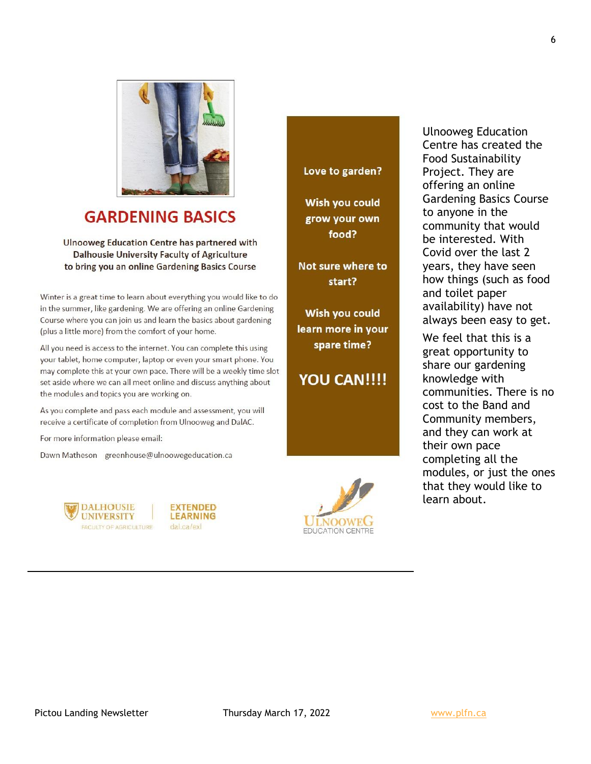# GARDENING BASICS

**Ulnooweg Education Centre has partnered with Dalhousie University Faculty of Agriculture to bring you an online Gardening Basics Course**

Winter is a great time to learn about everything you would like to do in the summer, like gardening. We are offering an online Gardening Course where you can join us and learn the basics about gardening (plus a little more) from the comfort of your home.

All you need is access to the internet. You can complete this using your tablet, home computer, laptop or even your smart phone. You may complete this at your own pace. There will be a weekly time slot set aside where we can all meet online and discuss anything about the modules and topics you are working on.

As you complete and pass each module and assessment, you will receive a certificate of completion from Ulnooweg and DalAC.

For more information please email:

Dawn Matheson greenhouse@ulnoowegeducation.ca

DALHOUSIE UNIVERSITY FACULTY OF AGRICULTURE | EXTENDED LEARNING dal.ca/exl

**Love to garden?**

**Wish you could grow your own food?**

**Not sure where to start?**

**Wish you could learn more in your spare time?**

**YOU CAN!!!!**

ULNOOWEG EDUCATION CENTRE

Ulnooweg Education Centre has created the Food Sustainability Project. They are offering an online Gardening Basics Course to anyone in the community that would be interested. With Covid over the last 2 years, they have seen how things (such as food and toilet paper availability) have not always been easy to get.

We feel that this is a great opportunity to share our gardening knowledge with communities. There is no cost to the Band and Community members, and they can work at their own pace completing all the modules, or just the ones that they would like to learn about.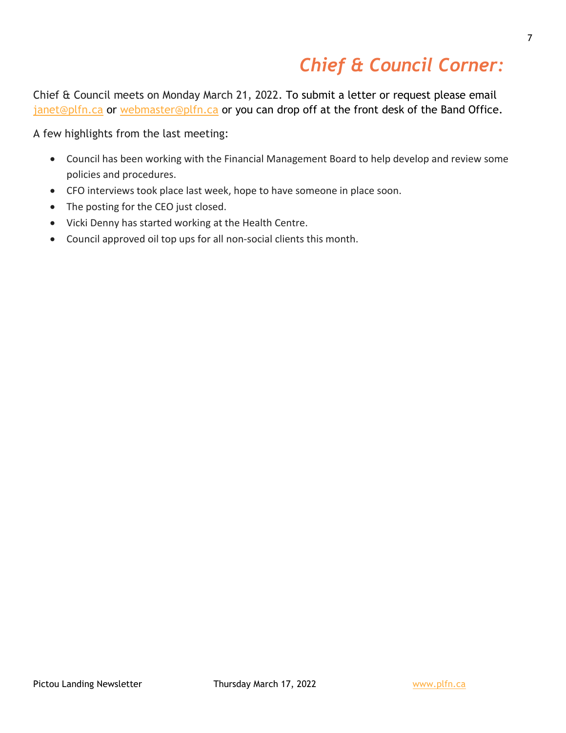# *Chief & Council Corner:*

Chief & Council meets on Monday March 21, 2022. To submit a letter or request please email janet@plfn.ca or webmaster@plfn.ca or you can drop off at the front desk of the Band Office.

A few highlights from the last meeting:

- Council has been working with the Financial Management Board to help develop and review some policies and procedures.
- CFO interviews took place last week, hope to have someone in place soon.
- The posting for the CEO just closed.
- Vicki Denny has started working at the Health Centre.
- Council approved oil top ups for all non-social clients this month.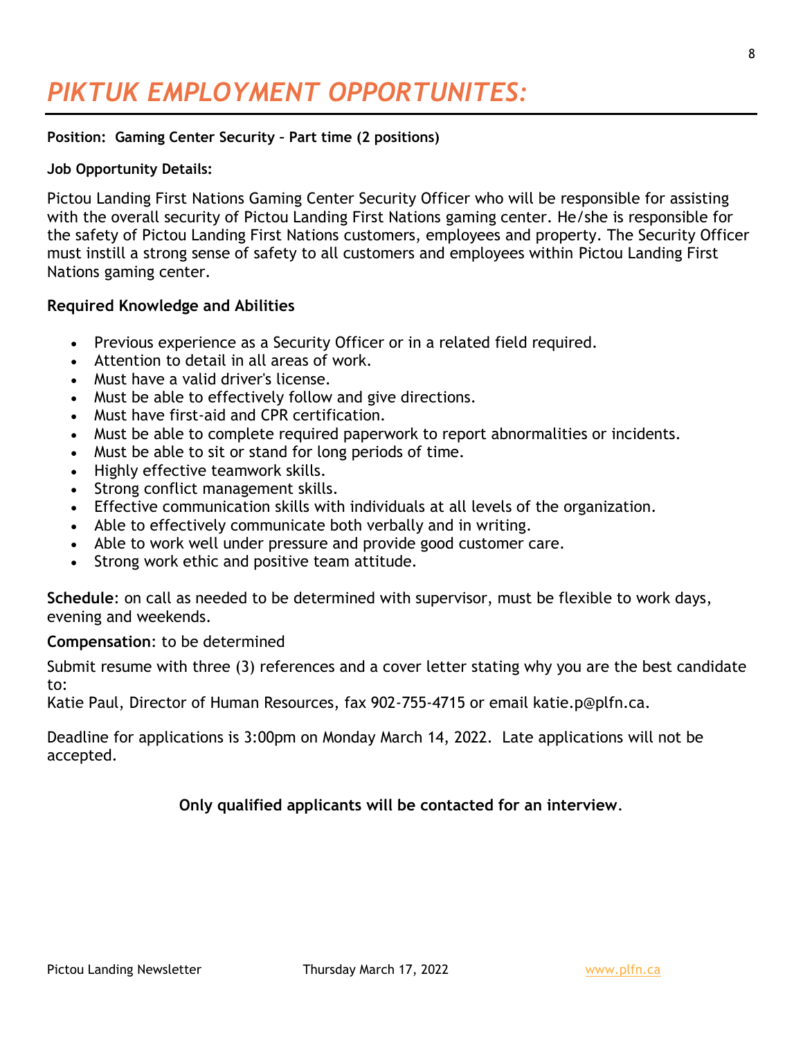# *PIKTUK EMPLOYMENT OPPORTUNITES:*

**Position: Gaming Center Security – Part time (2 positions)**

**Job Opportunity Details:**

Pictou Landing First Nations Gaming Center Security Officer who will be responsible for assisting with the overall security of Pictou Landing First Nations gaming center. He/she is responsible for the safety of Pictou Landing First Nations customers, employees and property. The Security Officer must instill a strong sense of safety to all customers and employees within Pictou Landing First Nations gaming center.

**Required Knowledge and Abilities**

- Previous experience as a Security Officer or in a related field required.
- Attention to detail in all areas of work.
- Must have a valid driver's license.
- Must be able to effectively follow and give directions.
- Must have first-aid and CPR certification.
- Must be able to complete required paperwork to report abnormalities or incidents.
- Must be able to sit or stand for long periods of time.
- Highly effective teamwork skills.
- Strong conflict management skills.
- Effective communication skills with individuals at all levels of the organization.
- Able to effectively communicate both verbally and in writing.
- Able to work well under pressure and provide good customer care.
- Strong work ethic and positive team attitude.

**Schedule**: on call as needed to be determined with supervisor, must be flexible to work days, evening and weekends.

**Compensation**: to be determined

Submit resume with three (3) references and a cover letter stating why you are the best candidate to:
Katie Paul, Director of Human Resources, fax 902-755-4715 or email katie.p@plfn.ca.

Deadline for applications is 3:00pm on Monday March 14, 2022. Late applications will not be accepted.

**Only qualified applicants will be contacted for an interview**.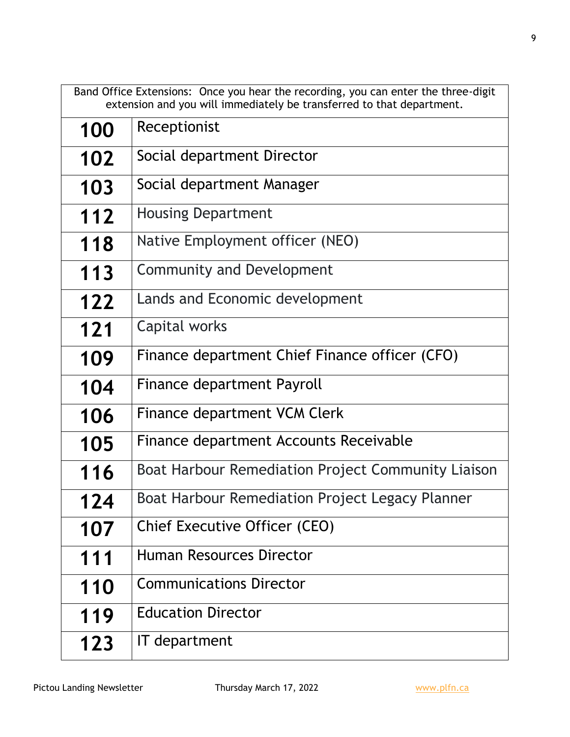| Band Office Extensions: Once you hear the recording, you can enter the three-digit extension and you will immediately be transferred to that department. | |
|---|---|
| **100** | Receptionist |
| **102** | Social department Director |
| **103** | Social department Manager |
| **112** | Housing Department |
| **118** | Native Employment officer (NEO) |
| **113** | Community and Development |
| **122** | Lands and Economic development |
| **121** | Capital works |
| **109** | Finance department Chief Finance officer (CFO) |
| **104** | Finance department Payroll |
| **106** | Finance department VCM Clerk |
| **105** | Finance department Accounts Receivable |
| **116** | Boat Harbour Remediation Project Community Liaison |
| **124** | Boat Harbour Remediation Project Legacy Planner |
| **107** | Chief Executive Officer (CEO) |
| **111** | Human Resources Director |
| **110** | Communications Director |
| **119** | Education Director |
| **123** | IT department |